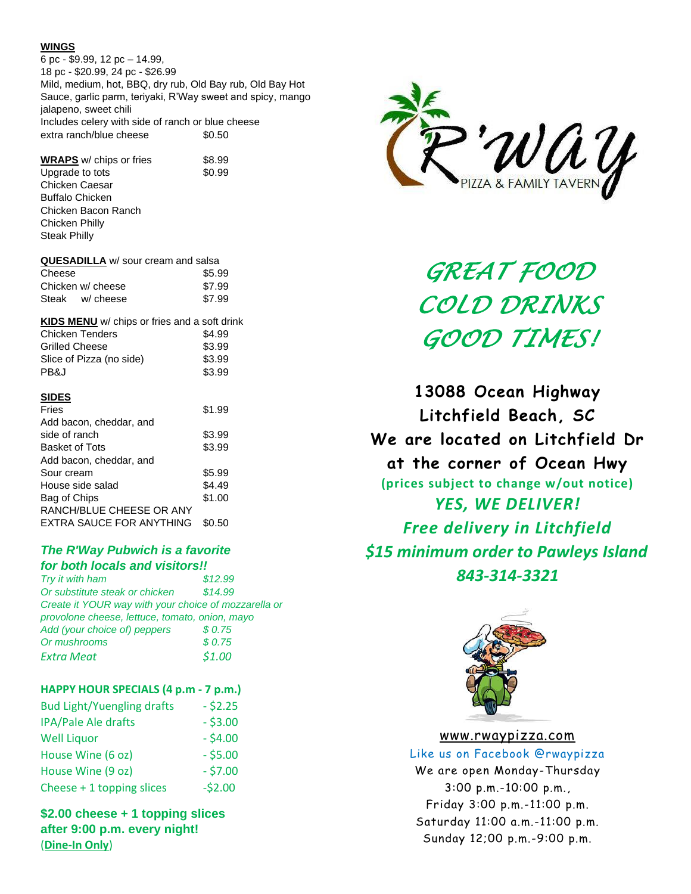## WINGS

6 pc - $9.99, 12 pc – 14.99,
18 pc - $20.99, 24 pc - $26.99
Mild, medium, hot, BBQ, dry rub, Old Bay rub, Old Bay Hot Sauce, garlic parm, teriyaki, R'Way sweet and spicy, mango jalapeno, sweet chili
Includes celery with side of ranch or blue cheese

| | |
|---|---|
| extra ranch/blue cheese | $0.50 |

## WRAPS w/ chips or fries

| | |
|---|---|
| WRAPS w/ chips or fries | $8.99 |
| Upgrade to tots | $0.99 |

Chicken Caesar
Buffalo Chicken
Chicken Bacon Ranch
Chicken Philly
Steak Philly

## QUESADILLA w/ sour cream and salsa

| | |
|---|---|
| Cheese | $5.99 |
| Chicken w/ cheese | $7.99 |
| Steak w/ cheese | $7.99 |

## KIDS MENU w/ chips or fries and a soft drink

| | |
|---|---|
| Chicken Tenders | $4.99 |
| Grilled Cheese | $3.99 |
| Slice of Pizza (no side) | $3.99 |
| PB&J | $3.99 |

## SIDES

| | |
|---|---|
| Fries | $1.99 |
| Add bacon, cheddar, and side of ranch | $3.99 |
| Basket of Tots | $3.99 |
| Add bacon, cheddar, and Sour cream | $5.99 |
| House side salad | $4.49 |
| Bag of Chips | $1.00 |
| RANCH/BLUE CHEESE OR ANY EXTRA SAUCE FOR ANYTHING | $0.50 |

### *The R'Way Pubwich is a favorite for both locals and visitors!!*

| | |
|---|---|
| *Try it with ham* | *$12.99* |
| *Or substitute steak or chicken* | *$14.99* |

*Create it YOUR way with your choice of mozzarella or provolone cheese, lettuce, tomato, onion, mayo*

| | |
|---|---|
| *Add (your choice of) peppers* | *$ 0.75* |
| *Or mushrooms* | *$ 0.75* |
| *Extra Meat* | *$1.00* |

## HAPPY HOUR SPECIALS (4 p.m - 7 p.m.)

| | |
|---|---|
| Bud Light/Yuengling drafts | - $2.25 |
| IPA/Pale Ale drafts | - $3.00 |
| Well Liquor | - $4.00 |
| House Wine (6 oz) | - $5.00 |
| House Wine (9 oz) | - $7.00 |
| Cheese + 1 topping slices | -$2.00 |

**$2.00 cheese + 1 topping slices after 9:00 p.m. every night!**
(**Dine-In Only**)

# R'WAY
PIZZA & FAMILY TAVERN

## *GREAT FOOD*
## *COLD DRINKS*
## *GOOD TIMES!*

**13088 Ocean Highway**
**Litchfield Beach, SC**
**We are located on Litchfield Dr at the corner of Ocean Hwy**

**(prices subject to change w/out notice)**

***YES, WE DELIVER!***
***Free delivery in Litchfield***
***$15 minimum order to Pawleys Island***
***843-314-3321***

www.rwaypizza.com
Like us on Facebook @rwaypizza

We are open Monday-Thursday 3:00 p.m.-10:00 p.m.,
Friday 3:00 p.m.-11:00 p.m.
Saturday 11:00 a.m.-11:00 p.m.
Sunday 12;00 p.m.-9:00 p.m.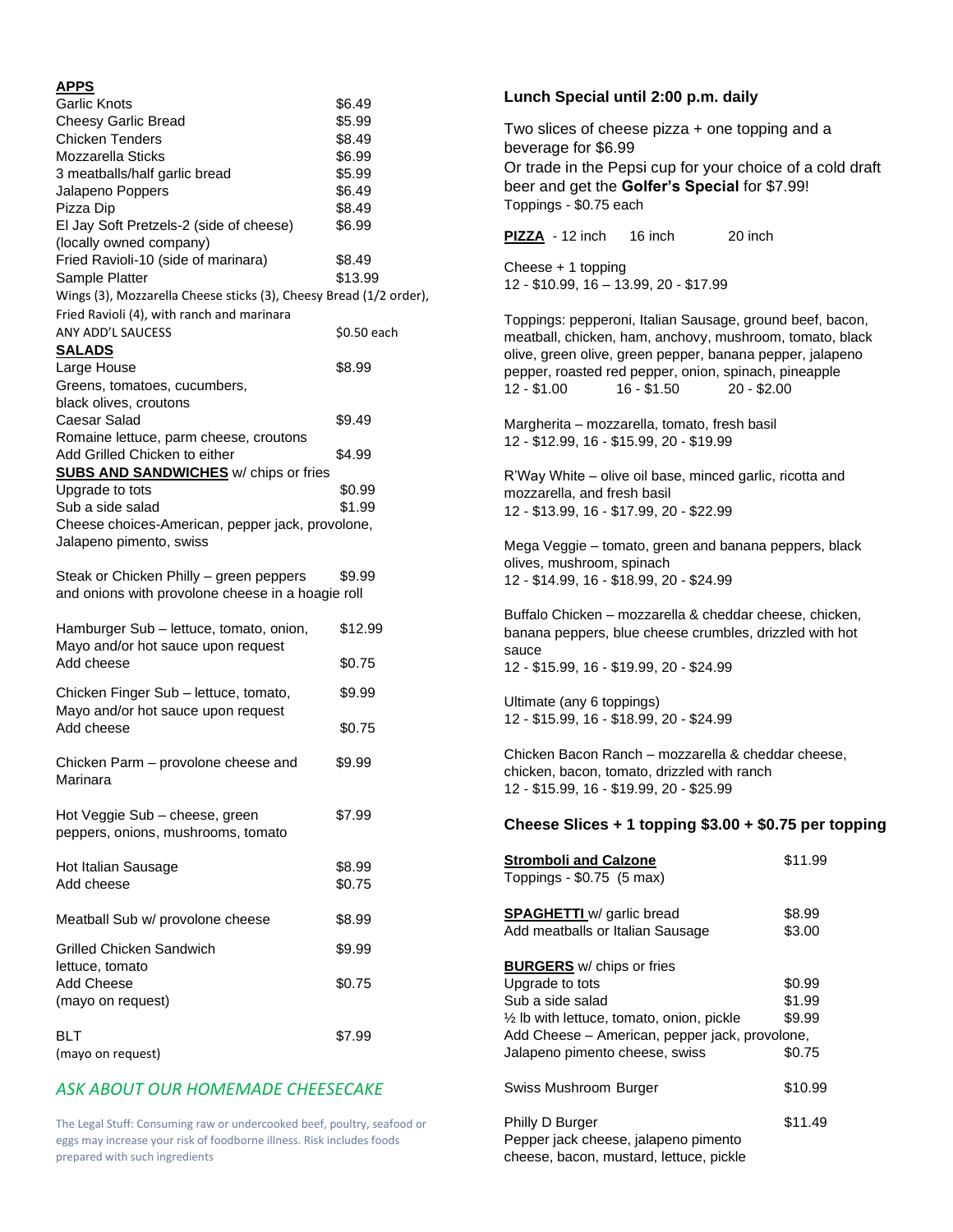## APPS

| | |
|---|---|
| Garlic Knots | $6.49 |
| Cheesy Garlic Bread | $5.99 |
| Chicken Tenders | $8.49 |
| Mozzarella Sticks | $6.99 |
| 3 meatballs/half garlic bread | $5.99 |
| Jalapeno Poppers | $6.49 |
| Pizza Dip | $8.49 |
| El Jay Soft Pretzels-2 (side of cheese) (locally owned company) | $6.99 |
| Fried Ravioli-10 (side of marinara) | $8.49 |
| Sample Platter | $13.99 |

Wings (3), Mozzarella Cheese sticks (3), Cheesy Bread (1/2 order), Fried Ravioli (4), with ranch and marinara

ANY ADD'L SAUCESS $0.50 each

## SALADS

| | |
|---|---|
| Large House | $8.99 |
| Greens, tomatoes, cucumbers, black olives, croutons | |
| Caesar Salad | $9.49 |
| Romaine lettuce, parm cheese, croutons | |
| Add Grilled Chicken to either | $4.99 |

## SUBS AND SANDWICHES w/ chips or fries

| | |
|---|---|
| Upgrade to tots | $0.99 |
| Sub a side salad | $1.99 |

Cheese choices-American, pepper jack, provolone, Jalapeno pimento, swiss

| | |
|---|---|
| Steak or Chicken Philly – green peppers and onions with provolone cheese in a hoagie roll | $9.99 |
| Hamburger Sub – lettuce, tomato, onion, Mayo and/or hot sauce upon request | $12.99 |
| Add cheese | $0.75 |
| Chicken Finger Sub – lettuce, tomato, Mayo and/or hot sauce upon request | $9.99 |
| Add cheese | $0.75 |
| Chicken Parm – provolone cheese and Marinara | $9.99 |
| Hot Veggie Sub – cheese, green peppers, onions, mushrooms, tomato | $7.99 |
| Hot Italian Sausage | $8.99 |
| Add cheese | $0.75 |
| Meatball Sub w/ provolone cheese | $8.99 |
| Grilled Chicken Sandwich lettuce, tomato | $9.99 |
| Add Cheese (mayo on request) | $0.75 |
| BLT (mayo on request) | $7.99 |

*ASK ABOUT OUR HOMEMADE CHEESECAKE*

The Legal Stuff: Consuming raw or undercooked beef, poultry, seafood or eggs may increase your risk of foodborne illness. Risk includes foods prepared with such ingredients

### Lunch Special until 2:00 p.m. daily

Two slices of cheese pizza + one topping and a beverage for $6.99
Or trade in the Pepsi cup for your choice of a cold draft beer and get the **Golfer's Special** for $7.99!
Toppings - $0.75 each

**PIZZA** - 12 inch 16 inch 20 inch

Cheese + 1 topping
12 - $10.99, 16 – 13.99, 20 - $17.99

Toppings: pepperoni, Italian Sausage, ground beef, bacon, meatball, chicken, ham, anchovy, mushroom, tomato, black olive, green olive, green pepper, banana pepper, jalapeno pepper, roasted red pepper, onion, spinach, pineapple
12 - $1.00 16 - $1.50 20 - $2.00

Margherita – mozzarella, tomato, fresh basil
12 - $12.99, 16 - $15.99, 20 - $19.99

R'Way White – olive oil base, minced garlic, ricotta and mozzarella, and fresh basil
12 - $13.99, 16 - $17.99, 20 - $22.99

Mega Veggie – tomato, green and banana peppers, black olives, mushroom, spinach
12 - $14.99, 16 - $18.99, 20 - $24.99

Buffalo Chicken – mozzarella & cheddar cheese, chicken, banana peppers, blue cheese crumbles, drizzled with hot sauce
12 - $15.99, 16 - $19.99, 20 - $24.99

Ultimate (any 6 toppings)
12 - $15.99, 16 - $18.99, 20 - $24.99

Chicken Bacon Ranch – mozzarella & cheddar cheese, chicken, bacon, tomato, drizzled with ranch
12 - $15.99, 16 - $19.99, 20 - $25.99

### Cheese Slices + 1 topping $3.00 + $0.75 per topping

| | |
|---|---|
| **Stromboli and Calzone** | $11.99 |
| Toppings - $0.75 (5 max) | |
| **SPAGHETTI** w/ garlic bread | $8.99 |
| Add meatballs or Italian Sausage | $3.00 |

**BURGERS** w/ chips or fries

| | |
|---|---|
| Upgrade to tots | $0.99 |
| Sub a side salad | $1.99 |
| ½ lb with lettuce, tomato, onion, pickle | $9.99 |
| Add Cheese – American, pepper jack, provolone, Jalapeno pimento cheese, swiss | $0.75 |
| Swiss Mushroom Burger | $10.99 |
| Philly D Burger | $11.49 |

Pepper jack cheese, jalapeno pimento cheese, bacon, mustard, lettuce, pickle